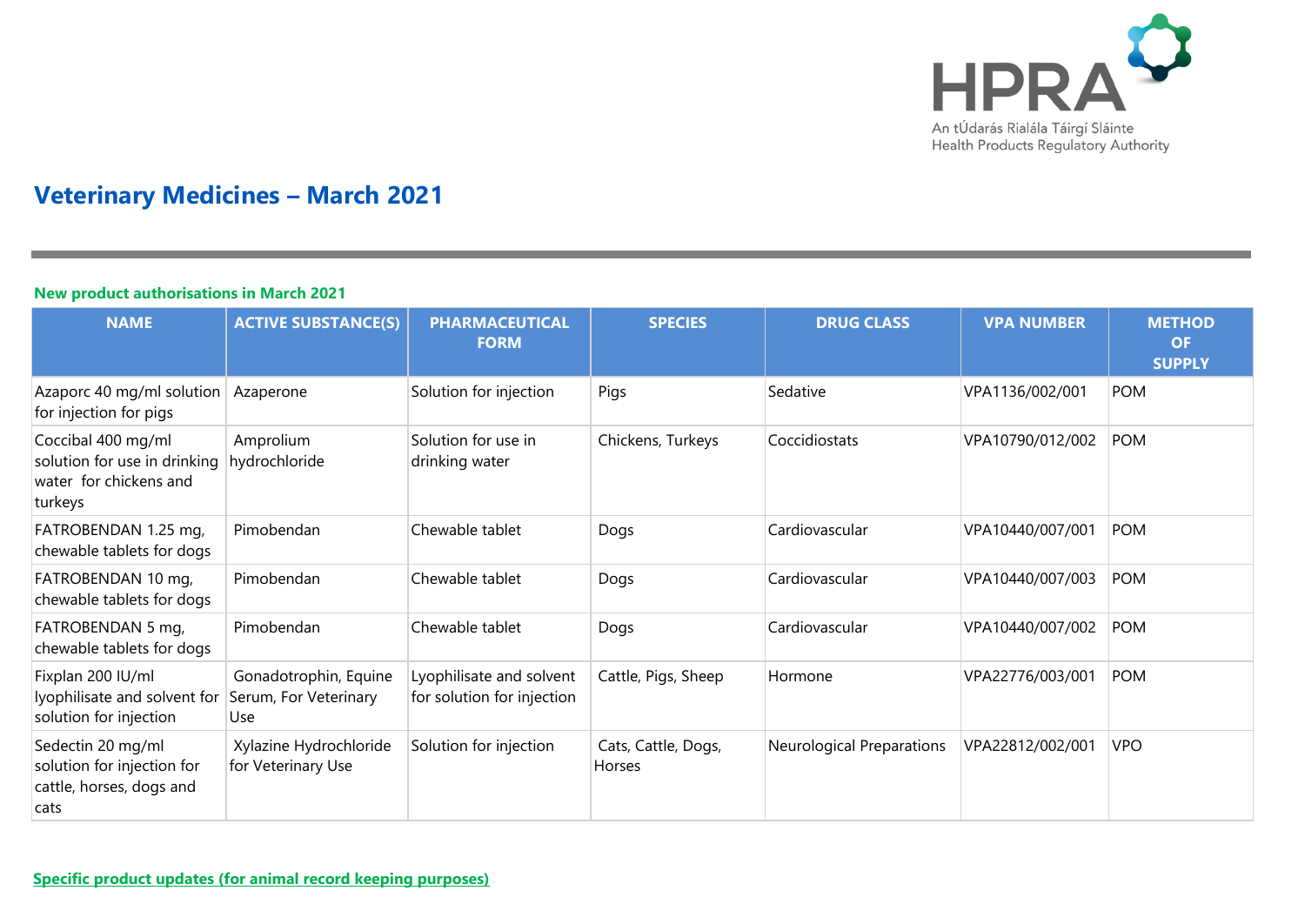# Veterinary Medicines – March 2021

## New product authorisations in March 2021

| NAME | ACTIVE SUBSTANCE(S) | PHARMACEUTICAL FORM | SPECIES | DRUG CLASS | VPA NUMBER | METHOD OF SUPPLY |
|---|---|---|---|---|---|---|
| Azaporc 40 mg/ml solution for injection for pigs | Azaperone | Solution for injection | Pigs | Sedative | VPA1136/002/001 | POM |
| Coccibal 400 mg/ml solution for use in drinking water for chickens and turkeys | Amprolium hydrochloride | Solution for use in drinking water | Chickens, Turkeys | Coccidiostats | VPA10790/012/002 | POM |
| FATROBENDAN 1.25 mg, chewable tablets for dogs | Pimobendan | Chewable tablet | Dogs | Cardiovascular | VPA10440/007/001 | POM |
| FATROBENDAN 10 mg, chewable tablets for dogs | Pimobendan | Chewable tablet | Dogs | Cardiovascular | VPA10440/007/003 | POM |
| FATROBENDAN 5 mg, chewable tablets for dogs | Pimobendan | Chewable tablet | Dogs | Cardiovascular | VPA10440/007/002 | POM |
| Fixplan 200 IU/ml lyophilisate and solvent for solution for injection | Gonadotrophin, Equine Serum, For Veterinary Use | Lyophilisate and solvent for solution for injection | Cattle, Pigs, Sheep | Hormone | VPA22776/003/001 | POM |
| Sedectin 20 mg/ml solution for injection for cattle, horses, dogs and cats | Xylazine Hydrochloride for Veterinary Use | Solution for injection | Cats, Cattle, Dogs, Horses | Neurological Preparations | VPA22812/002/001 | VPO |

## Specific product updates (for animal record keeping purposes)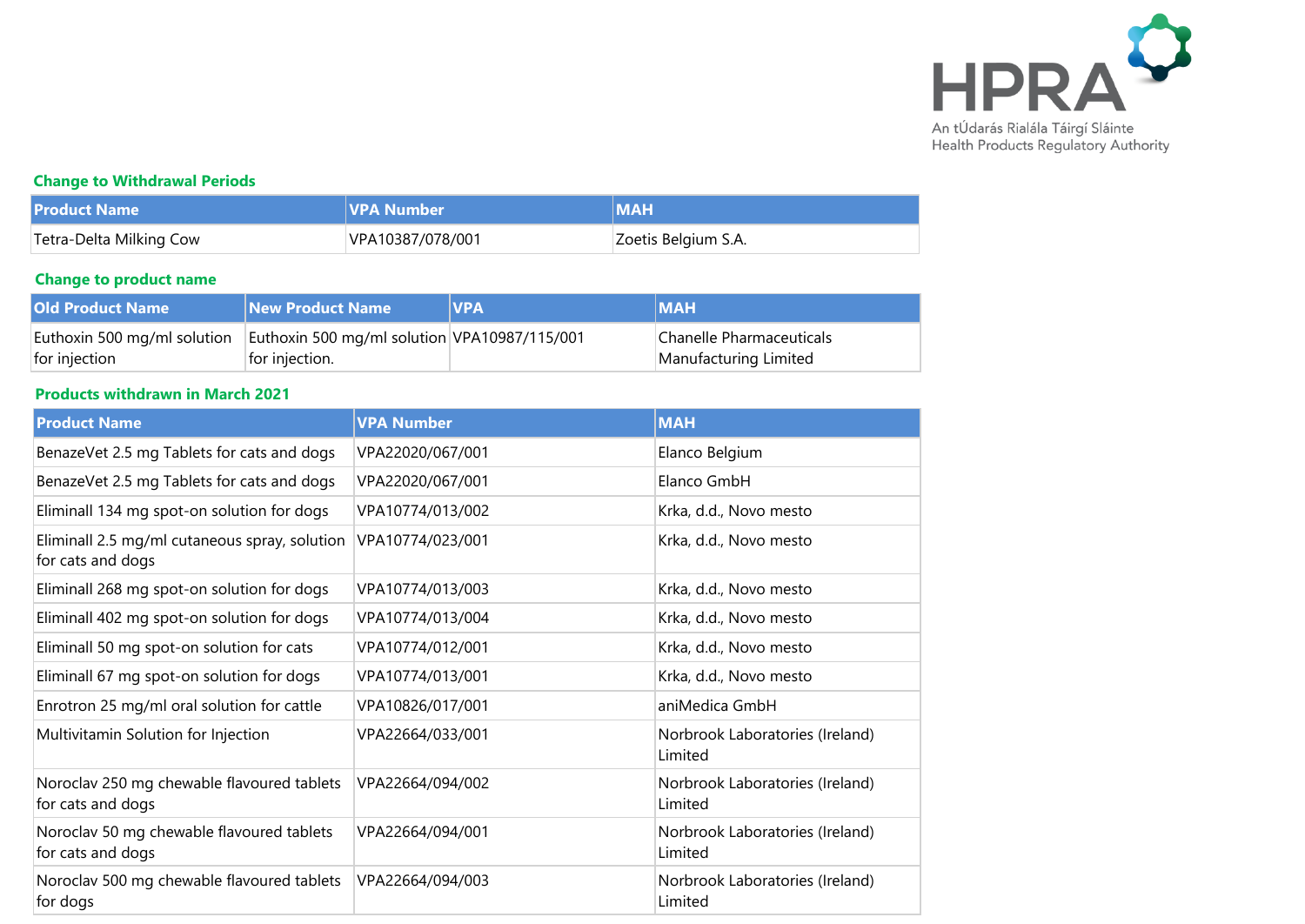## Change to Withdrawal Periods

| Product Name | VPA Number | MAH |
|---|---|---|
| Tetra-Delta Milking Cow | VPA10387/078/001 | Zoetis Belgium S.A. |

## Change to product name

| Old Product Name | New Product Name | VPA | MAH |
|---|---|---|---|
| Euthoxin 500 mg/ml solution for injection | Euthoxin 500 mg/ml solution for injection. | VPA10987/115/001 | Chanelle Pharmaceuticals Manufacturing Limited |

## Products withdrawn in March 2021

| Product Name | VPA Number | MAH |
|---|---|---|
| BenazeVet 2.5 mg Tablets for cats and dogs | VPA22020/067/001 | Elanco Belgium |
| BenazeVet 2.5 mg Tablets for cats and dogs | VPA22020/067/001 | Elanco GmbH |
| Eliminall 134 mg spot-on solution for dogs | VPA10774/013/002 | Krka, d.d., Novo mesto |
| Eliminall 2.5 mg/ml cutaneous spray, solution for cats and dogs | VPA10774/023/001 | Krka, d.d., Novo mesto |
| Eliminall 268 mg spot-on solution for dogs | VPA10774/013/003 | Krka, d.d., Novo mesto |
| Eliminall 402 mg spot-on solution for dogs | VPA10774/013/004 | Krka, d.d., Novo mesto |
| Eliminall 50 mg spot-on solution for cats | VPA10774/012/001 | Krka, d.d., Novo mesto |
| Eliminall 67 mg spot-on solution for dogs | VPA10774/013/001 | Krka, d.d., Novo mesto |
| Enrotron 25 mg/ml oral solution for cattle | VPA10826/017/001 | aniMedica GmbH |
| Multivitamin Solution for Injection | VPA22664/033/001 | Norbrook Laboratories (Ireland) Limited |
| Noroclav 250 mg chewable flavoured tablets for cats and dogs | VPA22664/094/002 | Norbrook Laboratories (Ireland) Limited |
| Noroclav 50 mg chewable flavoured tablets for cats and dogs | VPA22664/094/001 | Norbrook Laboratories (Ireland) Limited |
| Noroclav 500 mg chewable flavoured tablets for dogs | VPA22664/094/003 | Norbrook Laboratories (Ireland) Limited |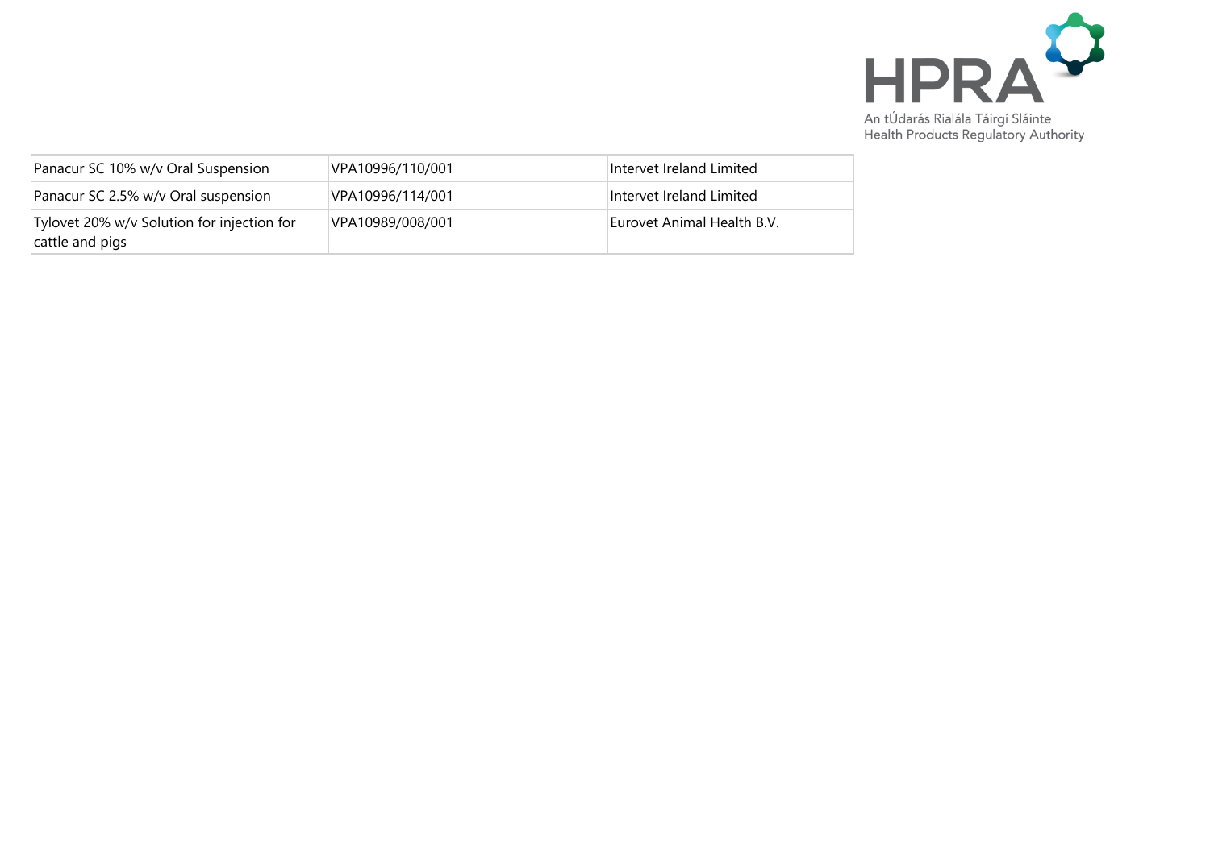| | | |
|---|---|---|
| Panacur SC 10% w/v Oral Suspension | VPA10996/110/001 | Intervet Ireland Limited |
| Panacur SC 2.5% w/v Oral suspension | VPA10996/114/001 | Intervet Ireland Limited |
| Tylovet 20% w/v Solution for injection for cattle and pigs | VPA10989/008/001 | Eurovet Animal Health B.V. |